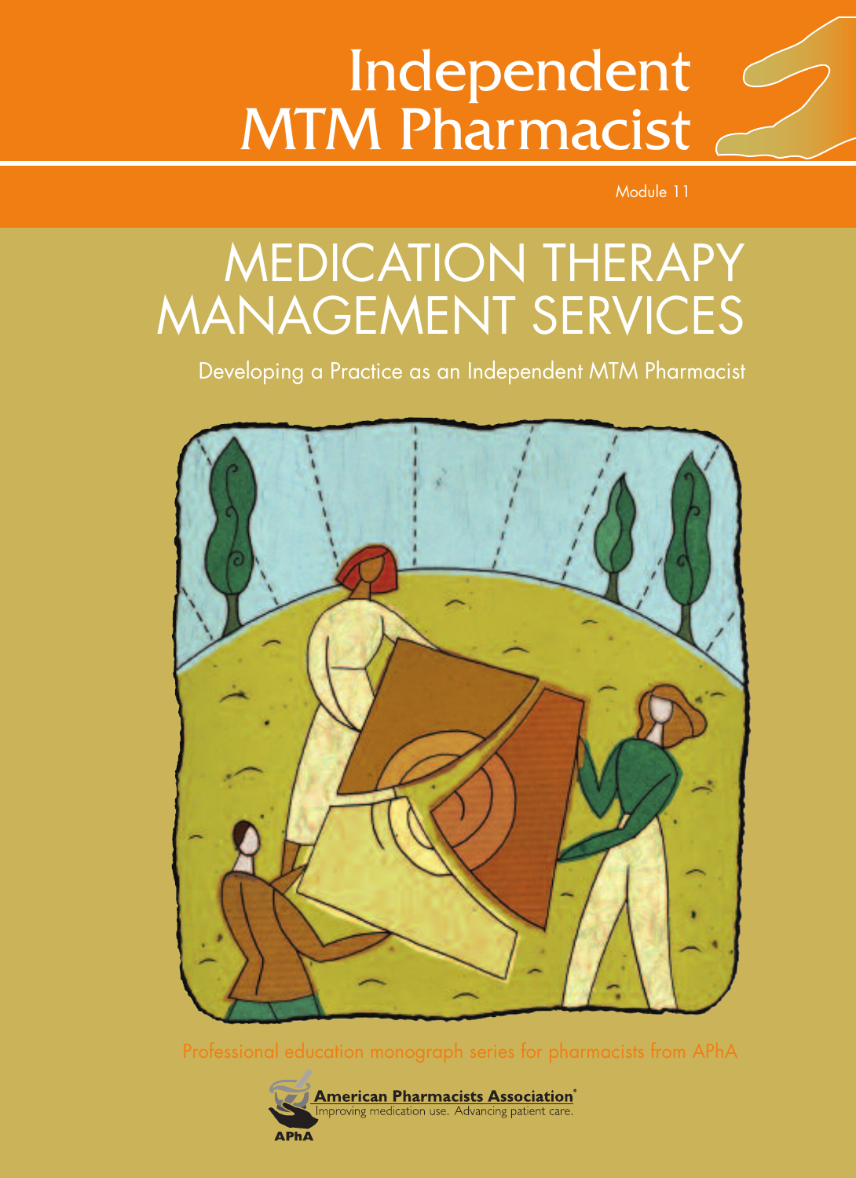# Independent MTM Pharmacist

Module 11

# MEDICATION THERAPY MANAGEMENT SERVICES

## Developing a Practice as an Independent MTM Pharmacist

Professional education monograph series for pharmacists from APhA

**American Pharmacists Association**®
Improving medication use. Advancing patient care.

APhA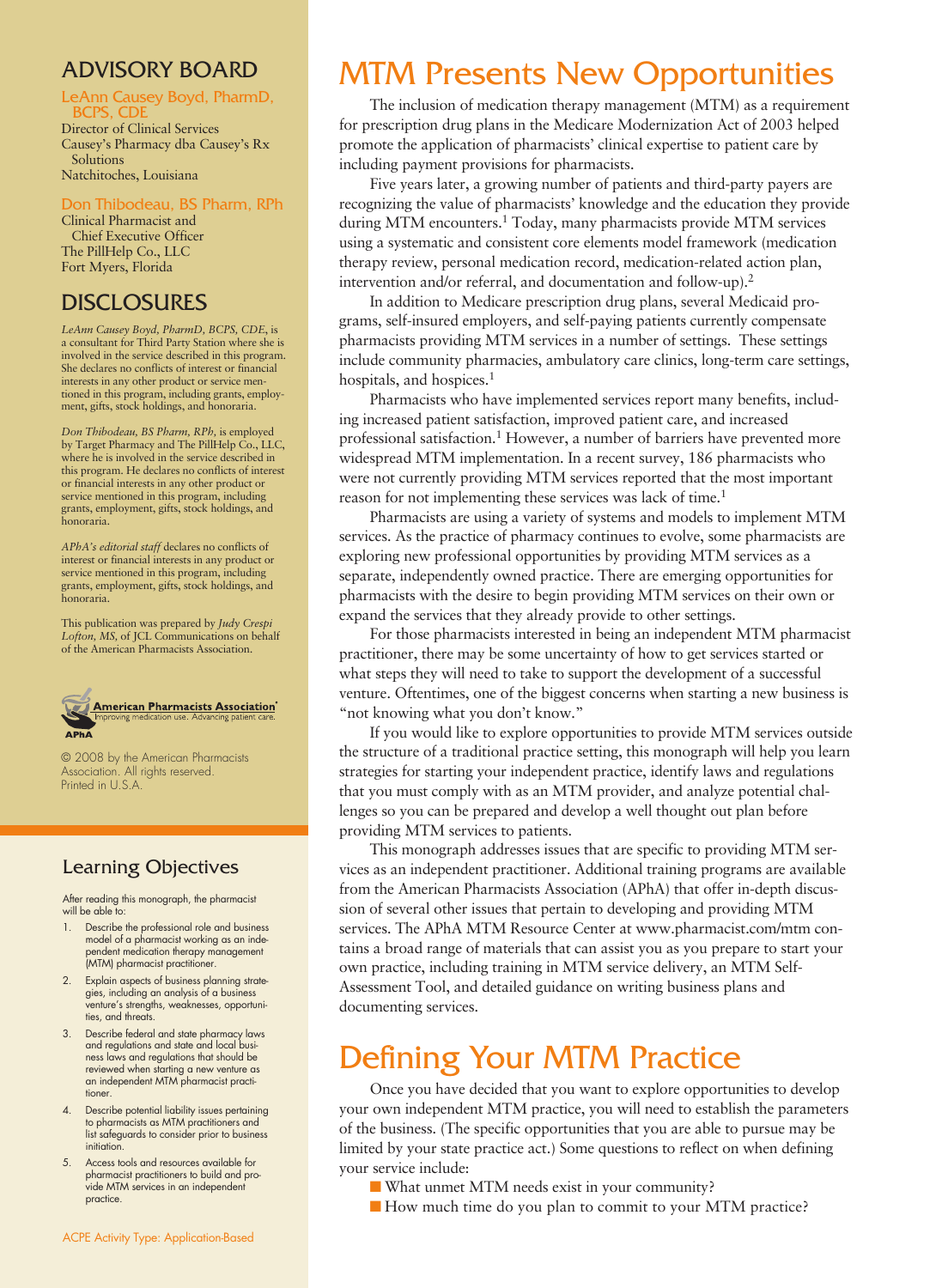## ADVISORY BOARD

**LeAnn Causey Boyd, PharmD, BCPS, CDE**
Director of Clinical Services
Causey's Pharmacy dba Causey's Rx Solutions
Natchitoches, Louisiana

**Don Thibodeau, BS Pharm, RPh**
Clinical Pharmacist and Chief Executive Officer
The PillHelp Co., LLC
Fort Myers, Florida

## DISCLOSURES

*LeAnn Causey Boyd, PharmD, BCPS, CDE*, is a consultant for Third Party Station where she is involved in the service described in this program. She declares no conflicts of interest or financial interests in any other product or service mentioned in this program, including grants, employment, gifts, stock holdings, and honoraria.

*Don Thibodeau, BS Pharm, RPh*, is employed by Target Pharmacy and The PillHelp Co., LLC, where he is involved in the service described in this program. He declares no conflicts of interest or financial interests in any other product or service mentioned in this program, including grants, employment, gifts, stock holdings, and honoraria.

*APhA's editorial staff* declares no conflicts of interest or financial interests in any product or service mentioned in this program, including grants, employment, gifts, stock holdings, and honoraria.

This publication was prepared by *Judy Crespi Lofton, MS*, of JCL Communications on behalf of the American Pharmacists Association.

American Pharmacists Association
Improving medication use. Advancing patient care.
APhA

© 2008 by the American Pharmacists Association. All rights reserved. Printed in U.S.A.

## Learning Objectives

After reading this monograph, the pharmacist will be able to:

1. Describe the professional role and business model of a pharmacist working as an independent medication therapy management (MTM) pharmacist practitioner.
2. Explain aspects of business planning strategies, including an analysis of a business venture's strengths, weaknesses, opportunities, and threats.
3. Describe federal and state pharmacy laws and regulations and state and local business laws and regulations that should be reviewed when starting a new venture as an independent MTM pharmacist practitioner.
4. Describe potential liability issues pertaining to pharmacists as MTM practitioners and list safeguards to consider prior to business initiation.
5. Access tools and resources available for pharmacist practitioners to build and provide MTM services in an independent practice.

ACPE Activity Type: Application-Based

# MTM Presents New Opportunities

The inclusion of medication therapy management (MTM) as a requirement for prescription drug plans in the Medicare Modernization Act of 2003 helped promote the application of pharmacists' clinical expertise to patient care by including payment provisions for pharmacists.

Five years later, a growing number of patients and third-party payers are recognizing the value of pharmacists' knowledge and the education they provide during MTM encounters.[1] Today, many pharmacists provide MTM services using a systematic and consistent core elements model framework (medication therapy review, personal medication record, medication-related action plan, intervention and/or referral, and documentation and follow-up).[2]

In addition to Medicare prescription drug plans, several Medicaid programs, self-insured employers, and self-paying patients currently compensate pharmacists providing MTM services in a number of settings. These settings include community pharmacies, ambulatory care clinics, long-term care settings, hospitals, and hospices.[1]

Pharmacists who have implemented services report many benefits, including increased patient satisfaction, improved patient care, and increased professional satisfaction.[1] However, a number of barriers have prevented more widespread MTM implementation. In a recent survey, 186 pharmacists who were not currently providing MTM services reported that the most important reason for not implementing these services was lack of time.[1]

Pharmacists are using a variety of systems and models to implement MTM services. As the practice of pharmacy continues to evolve, some pharmacists are exploring new professional opportunities by providing MTM services as a separate, independently owned practice. There are emerging opportunities for pharmacists with the desire to begin providing MTM services on their own or expand the services that they already provide to other settings.

For those pharmacists interested in being an independent MTM pharmacist practitioner, there may be some uncertainty of how to get services started or what steps they will need to take to support the development of a successful venture. Oftentimes, one of the biggest concerns when starting a new business is "not knowing what you don't know."

If you would like to explore opportunities to provide MTM services outside the structure of a traditional practice setting, this monograph will help you learn strategies for starting your independent practice, identify laws and regulations that you must comply with as an MTM provider, and analyze potential challenges so you can be prepared and develop a well thought out plan before providing MTM services to patients.

This monograph addresses issues that are specific to providing MTM services as an independent practitioner. Additional training programs are available from the American Pharmacists Association (APhA) that offer in-depth discussion of several other issues that pertain to developing and providing MTM services. The APhA MTM Resource Center at www.pharmacist.com/mtm contains a broad range of materials that can assist you as you prepare to start your own practice, including training in MTM service delivery, an MTM Self-Assessment Tool, and detailed guidance on writing business plans and documenting services.

# Defining Your MTM Practice

Once you have decided that you want to explore opportunities to develop your own independent MTM practice, you will need to establish the parameters of the business. (The specific opportunities that you are able to pursue may be limited by your state practice act.) Some questions to reflect on when defining your service include:

- What unmet MTM needs exist in your community?
- How much time do you plan to commit to your MTM practice?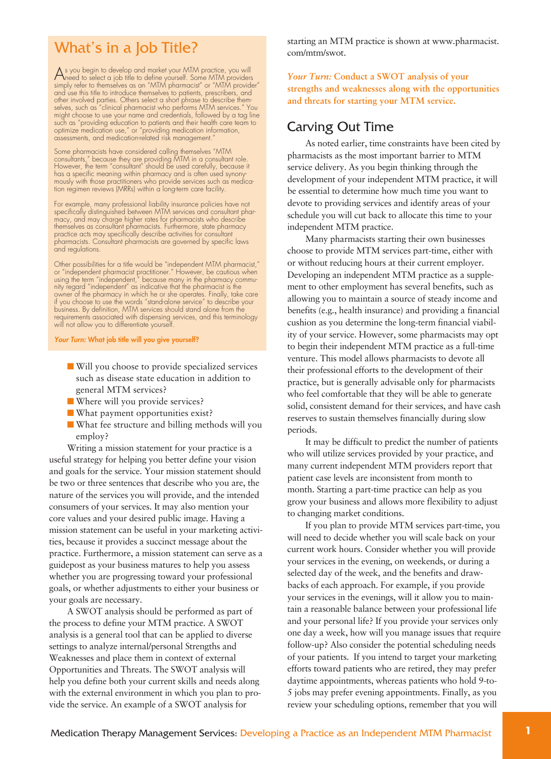## What's in a Job Title?

As you begin to develop and market your MTM practice, you will need to select a job title to define yourself. Some MTM providers simply refer to themselves as an "MTM pharmacist" or "MTM provider" and use this title to introduce themselves to patients, prescribers, and other involved parties. Others select a short phrase to describe themselves, such as "clinical pharmacist who performs MTM services." You might choose to use your name and credentials, followed by a tag line such as "providing education to patients and their health care team to optimize medication use," or "providing medication information, assessments, and medication-related risk management."

Some pharmacists have considered calling themselves "MTM consultants," because they are providing MTM in a consultant role. However, the term "consultant" should be used carefully, because it has a specific meaning within pharmacy and is often used synonymously with those practitioners who provide services such as medication regimen reviews (MRRs) within a long-term care facility.

For example, many professional liability insurance policies have not specifically distinguished between MTM services and consultant pharmacy, and may charge higher rates for pharmacists who describe themselves as consultant pharmacists. Furthermore, state pharmacy practice acts may specifically describe activities for consultant pharmacists. Consultant pharmacists are governed by specific laws and regulations.

Other possibilities for a title would be "independent MTM pharmacist," or "independent pharmacist practitioner." However, be cautious when using the term "independent," because many in the pharmacy community regard "independent" as indicative that the pharmacist is the owner of the pharmacy in which he or she operates. Finally, take care if you choose to use the words "stand-alone service" to describe your business. By definition, MTM services should stand alone from the requirements associated with dispensing services, and this terminology will not allow you to differentiate yourself.

***Your Turn:* What job title will you give yourself?**

- Will you choose to provide specialized services such as disease state education in addition to general MTM services?
- Where will you provide services?
- What payment opportunities exist?
- What fee structure and billing methods will you employ?

Writing a mission statement for your practice is a useful strategy for helping you better define your vision and goals for the service. Your mission statement should be two or three sentences that describe who you are, the nature of the services you will provide, and the intended consumers of your services. It may also mention your core values and your desired public image. Having a mission statement can be useful in your marketing activities, because it provides a succinct message about the practice. Furthermore, a mission statement can serve as a guidepost as your business matures to help you assess whether you are progressing toward your professional goals, or whether adjustments to either your business or your goals are necessary.

A SWOT analysis should be performed as part of the process to define your MTM practice. A SWOT analysis is a general tool that can be applied to diverse settings to analyze internal/personal Strengths and Weaknesses and place them in context of external Opportunities and Threats. The SWOT analysis will help you define both your current skills and needs along with the external environment in which you plan to provide the service. An example of a SWOT analysis for starting an MTM practice is shown at www.pharmacist.com/mtm/swot.

***Your Turn:* Conduct a SWOT analysis of your strengths and weaknesses along with the opportunities and threats for starting your MTM service.**

## Carving Out Time

As noted earlier, time constraints have been cited by pharmacists as the most important barrier to MTM service delivery. As you begin thinking through the development of your independent MTM practice, it will be essential to determine how much time you want to devote to providing services and identify areas of your schedule you will cut back to allocate this time to your independent MTM practice.

Many pharmacists starting their own businesses choose to provide MTM services part-time, either with or without reducing hours at their current employer. Developing an independent MTM practice as a supplement to other employment has several benefits, such as allowing you to maintain a source of steady income and benefits (e.g., health insurance) and providing a financial cushion as you determine the long-term financial viability of your service. However, some pharmacists may opt to begin their independent MTM practice as a full-time venture. This model allows pharmacists to devote all their professional efforts to the development of their practice, but is generally advisable only for pharmacists who feel comfortable that they will be able to generate solid, consistent demand for their services, and have cash reserves to sustain themselves financially during slow periods.

It may be difficult to predict the number of patients who will utilize services provided by your practice, and many current independent MTM providers report that patient case levels are inconsistent from month to month. Starting a part-time practice can help as you grow your business and allows more flexibility to adjust to changing market conditions.

If you plan to provide MTM services part-time, you will need to decide whether you will scale back on your current work hours. Consider whether you will provide your services in the evening, on weekends, or during a selected day of the week, and the benefits and drawbacks of each approach. For example, if you provide your services in the evenings, will it allow you to maintain a reasonable balance between your professional life and your personal life? If you provide your services only one day a week, how will you manage issues that require follow-up? Also consider the potential scheduling needs of your patients. If you intend to target your marketing efforts toward patients who are retired, they may prefer daytime appointments, whereas patients who hold 9-to-5 jobs may prefer evening appointments. Finally, as you review your scheduling options, remember that you will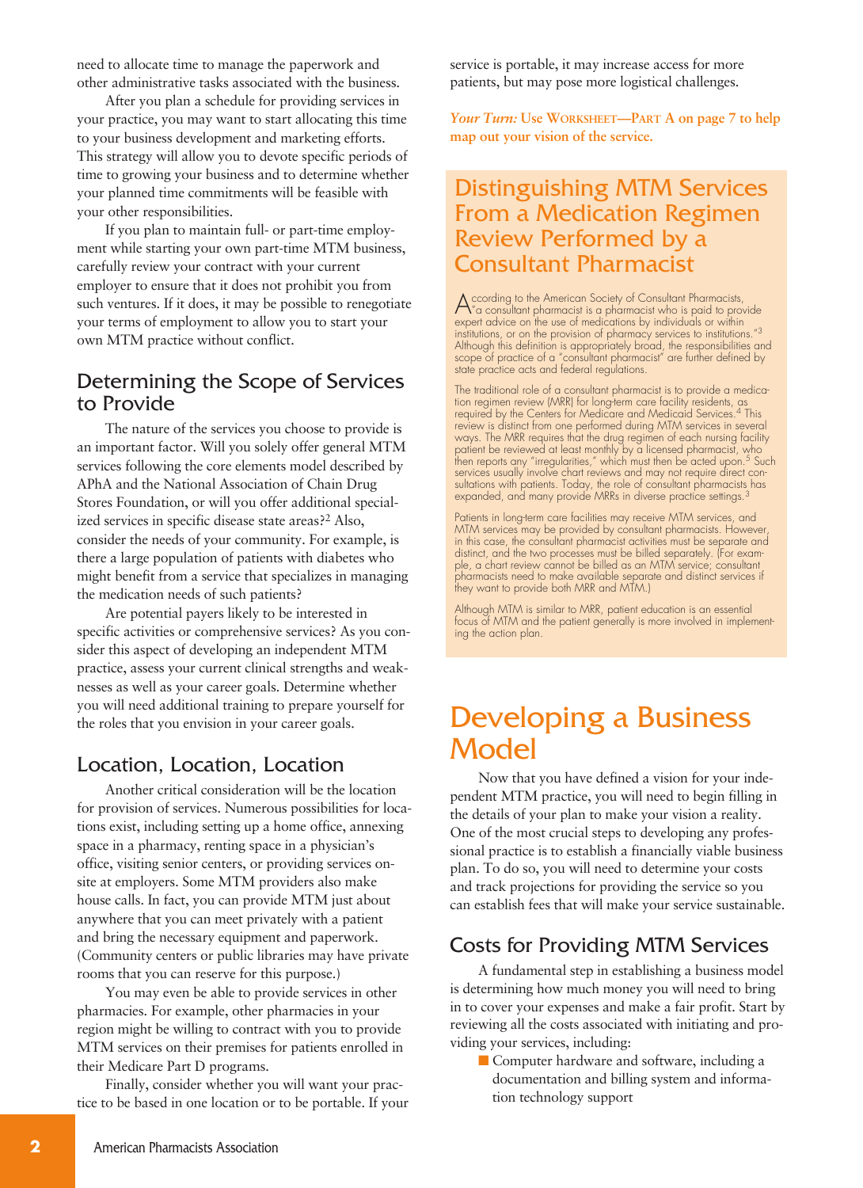need to allocate time to manage the paperwork and other administrative tasks associated with the business.

After you plan a schedule for providing services in your practice, you may want to start allocating this time to your business development and marketing efforts. This strategy will allow you to devote specific periods of time to growing your business and to determine whether your planned time commitments will be feasible with your other responsibilities.

If you plan to maintain full- or part-time employment while starting your own part-time MTM business, carefully review your contract with your current employer to ensure that it does not prohibit you from such ventures. If it does, it may be possible to renegotiate your terms of employment to allow you to start your own MTM practice without conflict.

## Determining the Scope of Services to Provide

The nature of the services you choose to provide is an important factor. Will you solely offer general MTM services following the core elements model described by APhA and the National Association of Chain Drug Stores Foundation, or will you offer additional specialized services in specific disease state areas?[2] Also, consider the needs of your community. For example, is there a large population of patients with diabetes who might benefit from a service that specializes in managing the medication needs of such patients?

Are potential payers likely to be interested in specific activities or comprehensive services? As you consider this aspect of developing an independent MTM practice, assess your current clinical strengths and weaknesses as well as your career goals. Determine whether you will need additional training to prepare yourself for the roles that you envision in your career goals.

## Location, Location, Location

Another critical consideration will be the location for provision of services. Numerous possibilities for locations exist, including setting up a home office, annexing space in a pharmacy, renting space in a physician's office, visiting senior centers, or providing services on-site at employers. Some MTM providers also make house calls. In fact, you can provide MTM just about anywhere that you can meet privately with a patient and bring the necessary equipment and paperwork. (Community centers or public libraries may have private rooms that you can reserve for this purpose.)

You may even be able to provide services in other pharmacies. For example, other pharmacies in your region might be willing to contract with you to provide MTM services on their premises for patients enrolled in their Medicare Part D programs.

Finally, consider whether you will want your practice to be based in one location or to be portable. If your service is portable, it may increase access for more patients, but may pose more logistical challenges.

***Your Turn:* Use Worksheet—Part A on page 7 to help map out your vision of the service.**

## Distinguishing MTM Services From a Medication Regimen Review Performed by a Consultant Pharmacist

According to the American Society of Consultant Pharmacists, "a consultant pharmacist is a pharmacist who is paid to provide expert advice on the use of medications by individuals or within institutions, or on the provision of pharmacy services to institutions."[3] Although this definition is appropriately broad, the responsibilities and scope of practice of a "consultant pharmacist" are further defined by state practice acts and federal regulations.

The traditional role of a consultant pharmacist is to provide a medication regimen review (MRR) for long-term care facility residents, as required by the Centers for Medicare and Medicaid Services.[4] This review is distinct from one performed during MTM services in several ways. The MRR requires that the drug regimen of each nursing facility patient be reviewed at least monthly by a licensed pharmacist, who then reports any "irregularities," which must then be acted upon.[5] Such services usually involve chart reviews and may not require direct consultations with patients. Today, the role of consultant pharmacists has expanded, and many provide MRRs in diverse practice settings.[3]

Patients in long-term care facilities may receive MTM services, and MTM services may be provided by consultant pharmacists. However, in this case, the consultant pharmacist activities must be separate and distinct, and the two processes must be billed separately. (For example, a chart review cannot be billed as an MTM service; consultant pharmacists need to make available separate and distinct services if they want to provide both MRR and MTM.)

Although MTM is similar to MRR, patient education is an essential focus of MTM and the patient generally is more involved in implementing the action plan.

# Developing a Business Model

Now that you have defined a vision for your independent MTM practice, you will need to begin filling in the details of your plan to make your vision a reality. One of the most crucial steps to developing any professional practice is to establish a financially viable business plan. To do so, you will need to determine your costs and track projections for providing the service so you can establish fees that will make your service sustainable.

## Costs for Providing MTM Services

A fundamental step in establishing a business model is determining how much money you will need to bring in to cover your expenses and make a fair profit. Start by reviewing all the costs associated with initiating and providing your services, including:

- Computer hardware and software, including a documentation and billing system and information technology support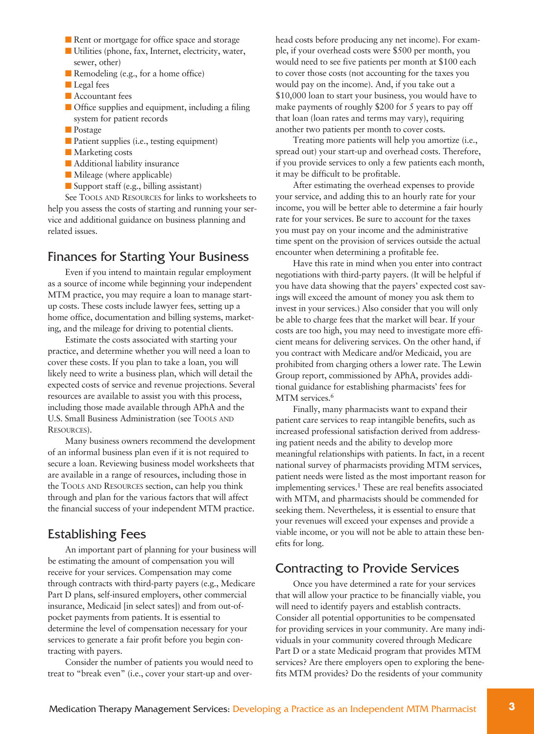- Rent or mortgage for office space and storage
- Utilities (phone, fax, Internet, electricity, water, sewer, other)
- Remodeling (e.g., for a home office)
- Legal fees
- Accountant fees
- Office supplies and equipment, including a filing system for patient records
- Postage
- Patient supplies (i.e., testing equipment)
- Marketing costs
- Additional liability insurance
- Mileage (where applicable)
- Support staff (e.g., billing assistant)

See Tools and Resources for links to worksheets to help you assess the costs of starting and running your service and additional guidance on business planning and related issues.

## Finances for Starting Your Business

Even if you intend to maintain regular employment as a source of income while beginning your independent MTM practice, you may require a loan to manage start-up costs. These costs include lawyer fees, setting up a home office, documentation and billing systems, marketing, and the mileage for driving to potential clients.

Estimate the costs associated with starting your practice, and determine whether you will need a loan to cover these costs. If you plan to take a loan, you will likely need to write a business plan, which will detail the expected costs of service and revenue projections. Several resources are available to assist you with this process, including those made available through APhA and the U.S. Small Business Administration (see Tools and Resources).

Many business owners recommend the development of an informal business plan even if it is not required to secure a loan. Reviewing business model worksheets that are available in a range of resources, including those in the Tools and Resources section, can help you think through and plan for the various factors that will affect the financial success of your independent MTM practice.

## Establishing Fees

An important part of planning for your business will be estimating the amount of compensation you will receive for your services. Compensation may come through contracts with third-party payers (e.g., Medicare Part D plans, self-insured employers, other commercial insurance, Medicaid [in select sates]) and from out-of-pocket payments from patients. It is essential to determine the level of compensation necessary for your services to generate a fair profit before you begin contracting with payers.

Consider the number of patients you would need to treat to "break even" (i.e., cover your start-up and overhead costs before producing any net income). For example, if your overhead costs were $500 per month, you would need to see five patients per month at $100 each to cover those costs (not accounting for the taxes you would pay on the income). And, if you take out a $10,000 loan to start your business, you would have to make payments of roughly $200 for 5 years to pay off that loan (loan rates and terms may vary), requiring another two patients per month to cover costs.

Treating more patients will help you amortize (i.e., spread out) your start-up and overhead costs. Therefore, if you provide services to only a few patients each month, it may be difficult to be profitable.

After estimating the overhead expenses to provide your service, and adding this to an hourly rate for your income, you will be better able to determine a fair hourly rate for your services. Be sure to account for the taxes you must pay on your income and the administrative time spent on the provision of services outside the actual encounter when determining a profitable fee.

Have this rate in mind when you enter into contract negotiations with third-party payers. (It will be helpful if you have data showing that the payers' expected cost savings will exceed the amount of money you ask them to invest in your services.) Also consider that you will only be able to charge fees that the market will bear. If your costs are too high, you may need to investigate more efficient means for delivering services. On the other hand, if you contract with Medicare and/or Medicaid, you are prohibited from charging others a lower rate. The Lewin Group report, commissioned by APhA, provides additional guidance for establishing pharmacists' fees for MTM services.[6]

Finally, many pharmacists want to expand their patient care services to reap intangible benefits, such as increased professional satisfaction derived from addressing patient needs and the ability to develop more meaningful relationships with patients. In fact, in a recent national survey of pharmacists providing MTM services, patient needs were listed as the most important reason for implementing services.[1] These are real benefits associated with MTM, and pharmacists should be commended for seeking them. Nevertheless, it is essential to ensure that your revenues will exceed your expenses and provide a viable income, or you will not be able to attain these benefits for long.

## Contracting to Provide Services

Once you have determined a rate for your services that will allow your practice to be financially viable, you will need to identify payers and establish contracts. Consider all potential opportunities to be compensated for providing services in your community. Are many individuals in your community covered through Medicare Part D or a state Medicaid program that provides MTM services? Are there employers open to exploring the benefits MTM provides? Do the residents of your community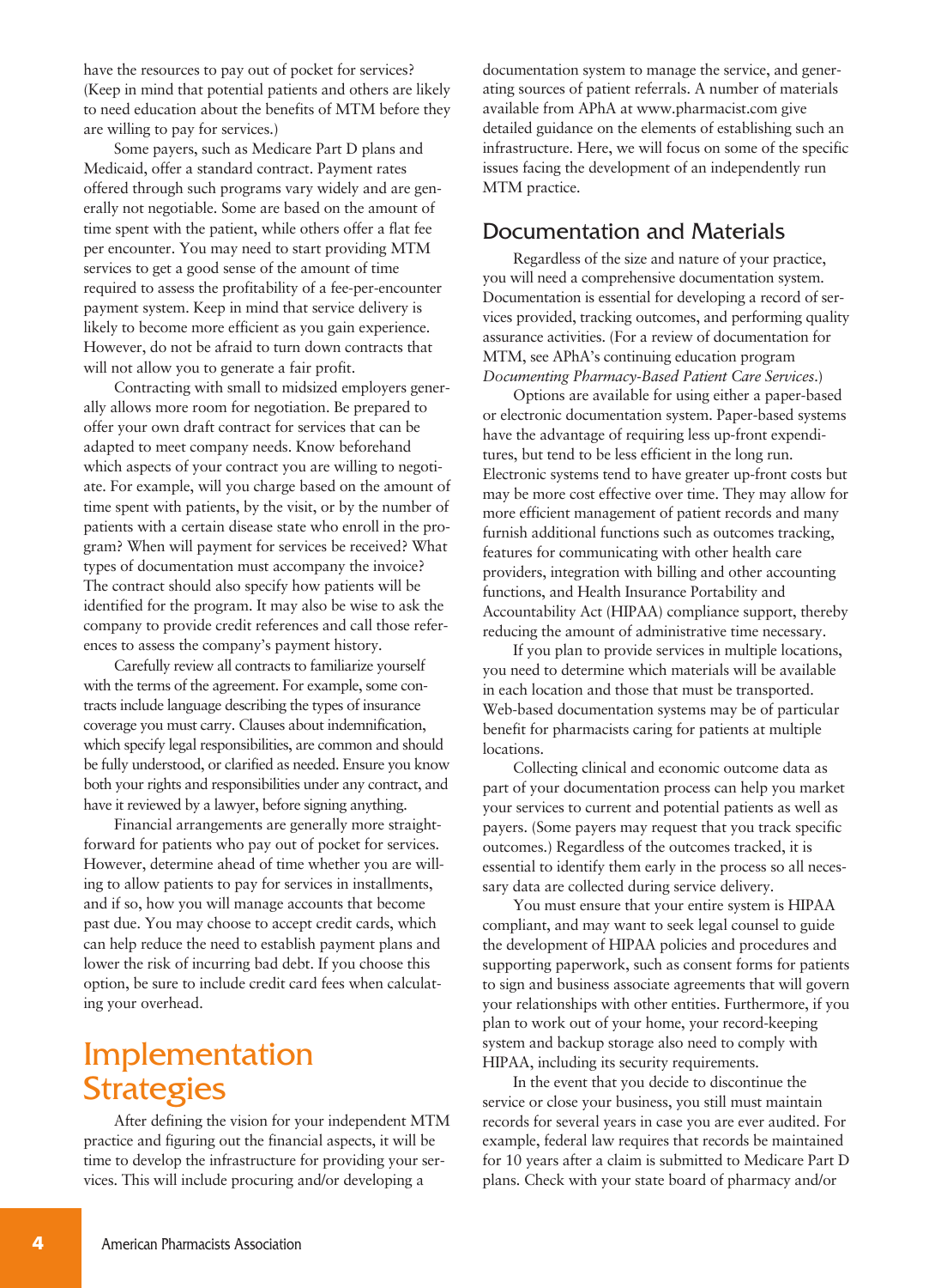have the resources to pay out of pocket for services? (Keep in mind that potential patients and others are likely to need education about the benefits of MTM before they are willing to pay for services.)

Some payers, such as Medicare Part D plans and Medicaid, offer a standard contract. Payment rates offered through such programs vary widely and are generally not negotiable. Some are based on the amount of time spent with the patient, while others offer a flat fee per encounter. You may need to start providing MTM services to get a good sense of the amount of time required to assess the profitability of a fee-per-encounter payment system. Keep in mind that service delivery is likely to become more efficient as you gain experience. However, do not be afraid to turn down contracts that will not allow you to generate a fair profit.

Contracting with small to midsized employers generally allows more room for negotiation. Be prepared to offer your own draft contract for services that can be adapted to meet company needs. Know beforehand which aspects of your contract you are willing to negotiate. For example, will you charge based on the amount of time spent with patients, by the visit, or by the number of patients with a certain disease state who enroll in the program? When will payment for services be received? What types of documentation must accompany the invoice? The contract should also specify how patients will be identified for the program. It may also be wise to ask the company to provide credit references and call those references to assess the company's payment history.

Carefully review all contracts to familiarize yourself with the terms of the agreement. For example, some contracts include language describing the types of insurance coverage you must carry. Clauses about indemnification, which specify legal responsibilities, are common and should be fully understood, or clarified as needed. Ensure you know both your rights and responsibilities under any contract, and have it reviewed by a lawyer, before signing anything.

Financial arrangements are generally more straightforward for patients who pay out of pocket for services. However, determine ahead of time whether you are willing to allow patients to pay for services in installments, and if so, how you will manage accounts that become past due. You may choose to accept credit cards, which can help reduce the need to establish payment plans and lower the risk of incurring bad debt. If you choose this option, be sure to include credit card fees when calculating your overhead.

# Implementation Strategies

After defining the vision for your independent MTM practice and figuring out the financial aspects, it will be time to develop the infrastructure for providing your services. This will include procuring and/or developing a documentation system to manage the service, and generating sources of patient referrals. A number of materials available from APhA at www.pharmacist.com give detailed guidance on the elements of establishing such an infrastructure. Here, we will focus on some of the specific issues facing the development of an independently run MTM practice.

## Documentation and Materials

Regardless of the size and nature of your practice, you will need a comprehensive documentation system. Documentation is essential for developing a record of services provided, tracking outcomes, and performing quality assurance activities. (For a review of documentation for MTM, see APhA's continuing education program *Documenting Pharmacy-Based Patient Care Services*.)

Options are available for using either a paper-based or electronic documentation system. Paper-based systems have the advantage of requiring less up-front expenditures, but tend to be less efficient in the long run. Electronic systems tend to have greater up-front costs but may be more cost effective over time. They may allow for more efficient management of patient records and many furnish additional functions such as outcomes tracking, features for communicating with other health care providers, integration with billing and other accounting functions, and Health Insurance Portability and Accountability Act (HIPAA) compliance support, thereby reducing the amount of administrative time necessary.

If you plan to provide services in multiple locations, you need to determine which materials will be available in each location and those that must be transported. Web-based documentation systems may be of particular benefit for pharmacists caring for patients at multiple locations.

Collecting clinical and economic outcome data as part of your documentation process can help you market your services to current and potential patients as well as payers. (Some payers may request that you track specific outcomes.) Regardless of the outcomes tracked, it is essential to identify them early in the process so all necessary data are collected during service delivery.

You must ensure that your entire system is HIPAA compliant, and may want to seek legal counsel to guide the development of HIPAA policies and procedures and supporting paperwork, such as consent forms for patients to sign and business associate agreements that will govern your relationships with other entities. Furthermore, if you plan to work out of your home, your record-keeping system and backup storage also need to comply with HIPAA, including its security requirements.

In the event that you decide to discontinue the service or close your business, you still must maintain records for several years in case you are ever audited. For example, federal law requires that records be maintained for 10 years after a claim is submitted to Medicare Part D plans. Check with your state board of pharmacy and/or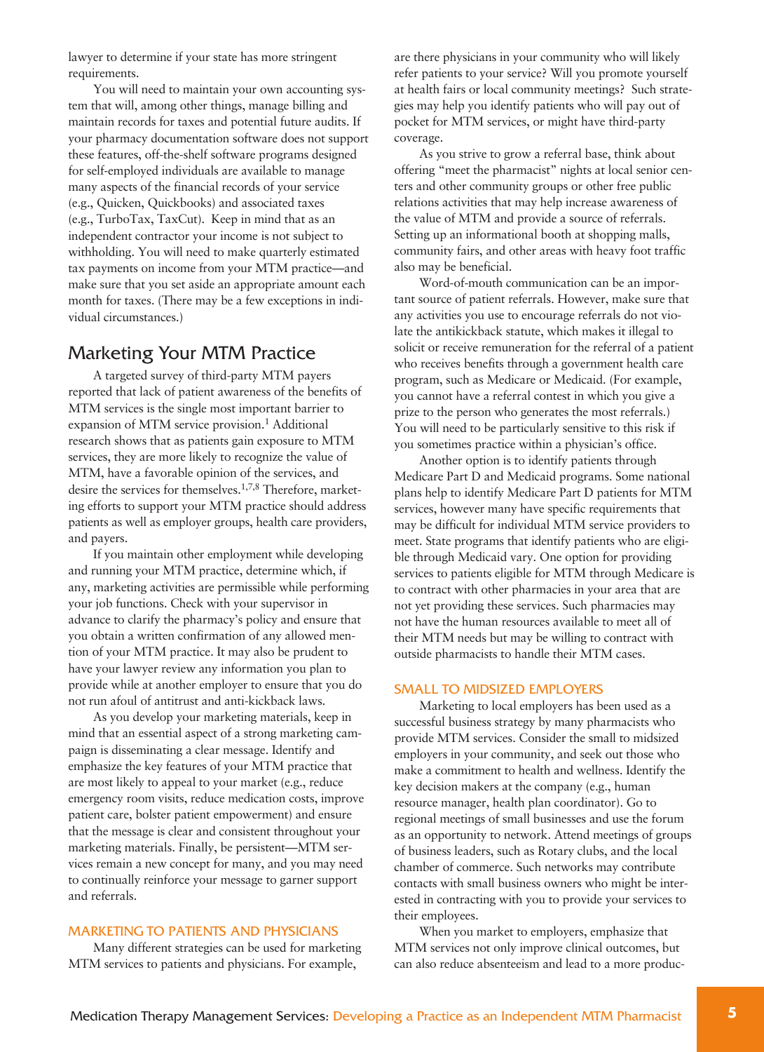lawyer to determine if your state has more stringent requirements.

You will need to maintain your own accounting system that will, among other things, manage billing and maintain records for taxes and potential future audits. If your pharmacy documentation software does not support these features, off-the-shelf software programs designed for self-employed individuals are available to manage many aspects of the financial records of your service (e.g., Quicken, Quickbooks) and associated taxes (e.g., TurboTax, TaxCut). Keep in mind that as an independent contractor your income is not subject to withholding. You will need to make quarterly estimated tax payments on income from your MTM practice—and make sure that you set aside an appropriate amount each month for taxes. (There may be a few exceptions in individual circumstances.)

## Marketing Your MTM Practice

A targeted survey of third-party MTM payers reported that lack of patient awareness of the benefits of MTM services is the single most important barrier to expansion of MTM service provision.[1] Additional research shows that as patients gain exposure to MTM services, they are more likely to recognize the value of MTM, have a favorable opinion of the services, and desire the services for themselves.[1,7,8] Therefore, marketing efforts to support your MTM practice should address patients as well as employer groups, health care providers, and payers.

If you maintain other employment while developing and running your MTM practice, determine which, if any, marketing activities are permissible while performing your job functions. Check with your supervisor in advance to clarify the pharmacy's policy and ensure that you obtain a written confirmation of any allowed mention of your MTM practice. It may also be prudent to have your lawyer review any information you plan to provide while at another employer to ensure that you do not run afoul of antitrust and anti-kickback laws.

As you develop your marketing materials, keep in mind that an essential aspect of a strong marketing campaign is disseminating a clear message. Identify and emphasize the key features of your MTM practice that are most likely to appeal to your market (e.g., reduce emergency room visits, reduce medication costs, improve patient care, bolster patient empowerment) and ensure that the message is clear and consistent throughout your marketing materials. Finally, be persistent—MTM services remain a new concept for many, and you may need to continually reinforce your message to garner support and referrals.

### MARKETING TO PATIENTS AND PHYSICIANS

Many different strategies can be used for marketing MTM services to patients and physicians. For example, are there physicians in your community who will likely refer patients to your service? Will you promote yourself at health fairs or local community meetings? Such strategies may help you identify patients who will pay out of pocket for MTM services, or might have third-party coverage.

As you strive to grow a referral base, think about offering "meet the pharmacist" nights at local senior centers and other community groups or other free public relations activities that may help increase awareness of the value of MTM and provide a source of referrals. Setting up an informational booth at shopping malls, community fairs, and other areas with heavy foot traffic also may be beneficial.

Word-of-mouth communication can be an important source of patient referrals. However, make sure that any activities you use to encourage referrals do not violate the antikickback statute, which makes it illegal to solicit or receive remuneration for the referral of a patient who receives benefits through a government health care program, such as Medicare or Medicaid. (For example, you cannot have a referral contest in which you give a prize to the person who generates the most referrals.) You will need to be particularly sensitive to this risk if you sometimes practice within a physician's office.

Another option is to identify patients through Medicare Part D and Medicaid programs. Some national plans help to identify Medicare Part D patients for MTM services, however many have specific requirements that may be difficult for individual MTM service providers to meet. State programs that identify patients who are eligible through Medicaid vary. One option for providing services to patients eligible for MTM through Medicare is to contract with other pharmacies in your area that are not yet providing these services. Such pharmacies may not have the human resources available to meet all of their MTM needs but may be willing to contract with outside pharmacists to handle their MTM cases.

### SMALL TO MIDSIZED EMPLOYERS

Marketing to local employers has been used as a successful business strategy by many pharmacists who provide MTM services. Consider the small to midsized employers in your community, and seek out those who make a commitment to health and wellness. Identify the key decision makers at the company (e.g., human resource manager, health plan coordinator). Go to regional meetings of small businesses and use the forum as an opportunity to network. Attend meetings of groups of business leaders, such as Rotary clubs, and the local chamber of commerce. Such networks may contribute contacts with small business owners who might be interested in contracting with you to provide your services to their employees.

When you market to employers, emphasize that MTM services not only improve clinical outcomes, but can also reduce absenteeism and lead to a more produc-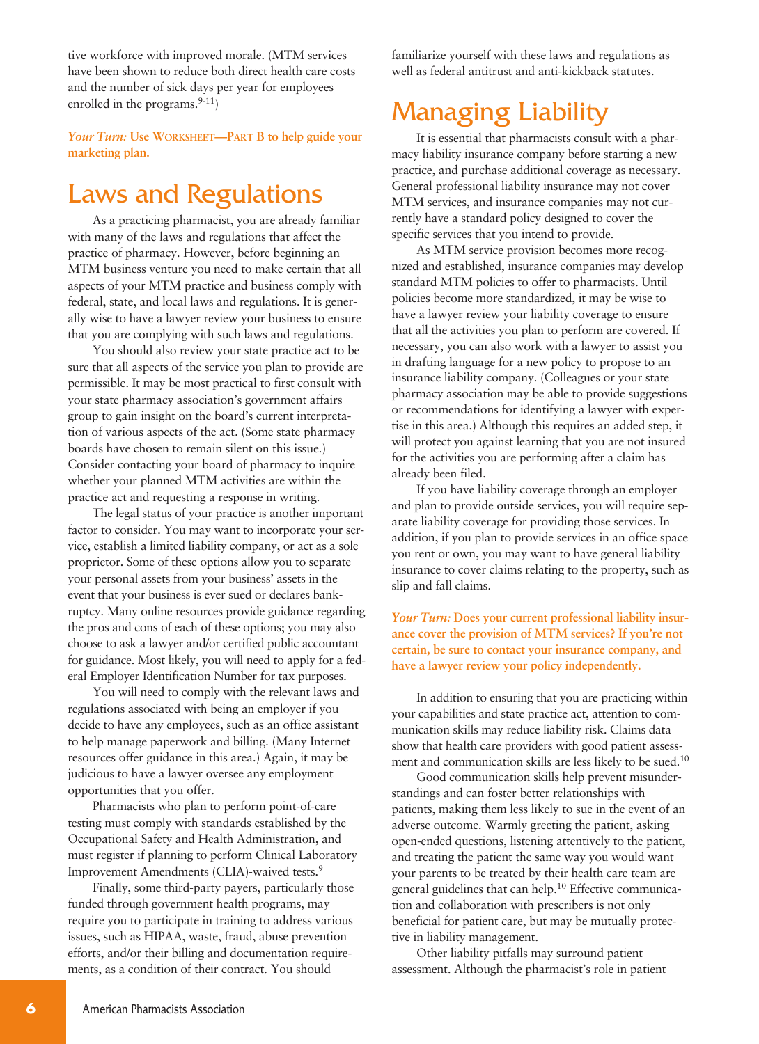tive workforce with improved morale. (MTM services have been shown to reduce both direct health care costs and the number of sick days per year for employees enrolled in the programs.[9-11])

***Your Turn:*** **Use WORKSHEET—PART B to help guide your marketing plan.**

# Laws and Regulations

As a practicing pharmacist, you are already familiar with many of the laws and regulations that affect the practice of pharmacy. However, before beginning an MTM business venture you need to make certain that all aspects of your MTM practice and business comply with federal, state, and local laws and regulations. It is generally wise to have a lawyer review your business to ensure that you are complying with such laws and regulations.

You should also review your state practice act to be sure that all aspects of the service you plan to provide are permissible. It may be most practical to first consult with your state pharmacy association's government affairs group to gain insight on the board's current interpretation of various aspects of the act. (Some state pharmacy boards have chosen to remain silent on this issue.) Consider contacting your board of pharmacy to inquire whether your planned MTM activities are within the practice act and requesting a response in writing.

The legal status of your practice is another important factor to consider. You may want to incorporate your service, establish a limited liability company, or act as a sole proprietor. Some of these options allow you to separate your personal assets from your business' assets in the event that your business is ever sued or declares bankruptcy. Many online resources provide guidance regarding the pros and cons of each of these options; you may also choose to ask a lawyer and/or certified public accountant for guidance. Most likely, you will need to apply for a federal Employer Identification Number for tax purposes.

You will need to comply with the relevant laws and regulations associated with being an employer if you decide to have any employees, such as an office assistant to help manage paperwork and billing. (Many Internet resources offer guidance in this area.) Again, it may be judicious to have a lawyer oversee any employment opportunities that you offer.

Pharmacists who plan to perform point-of-care testing must comply with standards established by the Occupational Safety and Health Administration, and must register if planning to perform Clinical Laboratory Improvement Amendments (CLIA)-waived tests.[9]

Finally, some third-party payers, particularly those funded through government health programs, may require you to participate in training to address various issues, such as HIPAA, waste, fraud, abuse prevention efforts, and/or their billing and documentation requirements, as a condition of their contract. You should familiarize yourself with these laws and regulations as well as federal antitrust and anti-kickback statutes.

# Managing Liability

It is essential that pharmacists consult with a pharmacy liability insurance company before starting a new practice, and purchase additional coverage as necessary. General professional liability insurance may not cover MTM services, and insurance companies may not currently have a standard policy designed to cover the specific services that you intend to provide.

As MTM service provision becomes more recognized and established, insurance companies may develop standard MTM policies to offer to pharmacists. Until policies become more standardized, it may be wise to have a lawyer review your liability coverage to ensure that all the activities you plan to perform are covered. If necessary, you can also work with a lawyer to assist you in drafting language for a new policy to propose to an insurance liability company. (Colleagues or your state pharmacy association may be able to provide suggestions or recommendations for identifying a lawyer with expertise in this area.) Although this requires an added step, it will protect you against learning that you are not insured for the activities you are performing after a claim has already been filed.

If you have liability coverage through an employer and plan to provide outside services, you will require separate liability coverage for providing those services. In addition, if you plan to provide services in an office space you rent or own, you may want to have general liability insurance to cover claims relating to the property, such as slip and fall claims.

***Your Turn:*** **Does your current professional liability insurance cover the provision of MTM services? If you're not certain, be sure to contact your insurance company, and have a lawyer review your policy independently.**

In addition to ensuring that you are practicing within your capabilities and state practice act, attention to communication skills may reduce liability risk. Claims data show that health care providers with good patient assessment and communication skills are less likely to be sued.[10]

Good communication skills help prevent misunderstandings and can foster better relationships with patients, making them less likely to sue in the event of an adverse outcome. Warmly greeting the patient, asking open-ended questions, listening attentively to the patient, and treating the patient the same way you would want your parents to be treated by their health care team are general guidelines that can help.[10] Effective communication and collaboration with prescribers is not only beneficial for patient care, but may be mutually protective in liability management.

Other liability pitfalls may surround patient assessment. Although the pharmacist's role in patient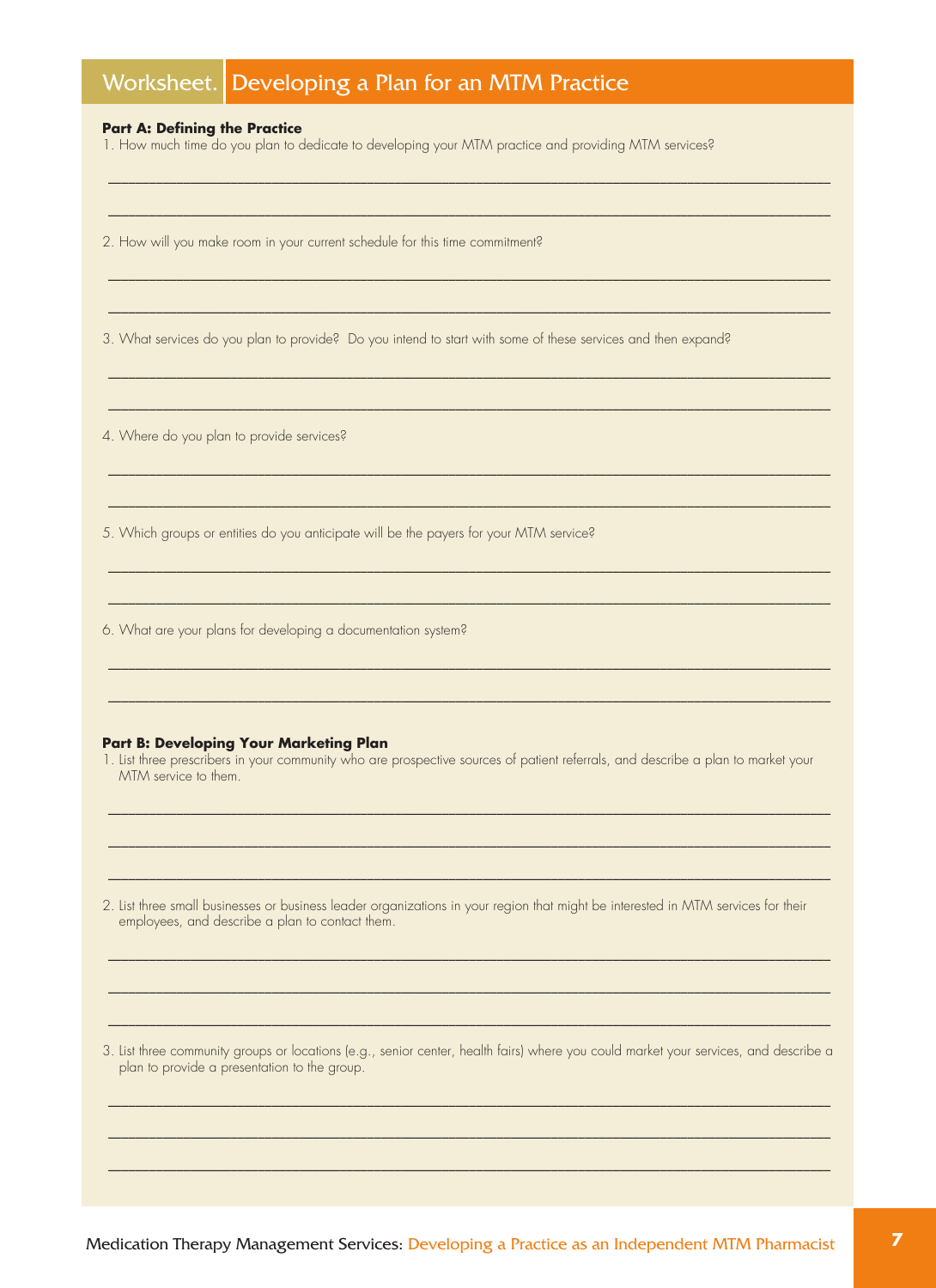# Worksheet. Developing a Plan for an MTM Practice

**Part A: Defining the Practice**

1. How much time do you plan to dedicate to developing your MTM practice and providing MTM services?

2. How will you make room in your current schedule for this time commitment?

3. What services do you plan to provide? Do you intend to start with some of these services and then expand?

4. Where do you plan to provide services?

5. Which groups or entities do you anticipate will be the payers for your MTM service?

6. What are your plans for developing a documentation system?

**Part B: Developing Your Marketing Plan**

1. List three prescribers in your community who are prospective sources of patient referrals, and describe a plan to market your MTM service to them.

2. List three small businesses or business leader organizations in your region that might be interested in MTM services for their employees, and describe a plan to contact them.

3. List three community groups or locations (e.g., senior center, health fairs) where you could market your services, and describe a plan to provide a presentation to the group.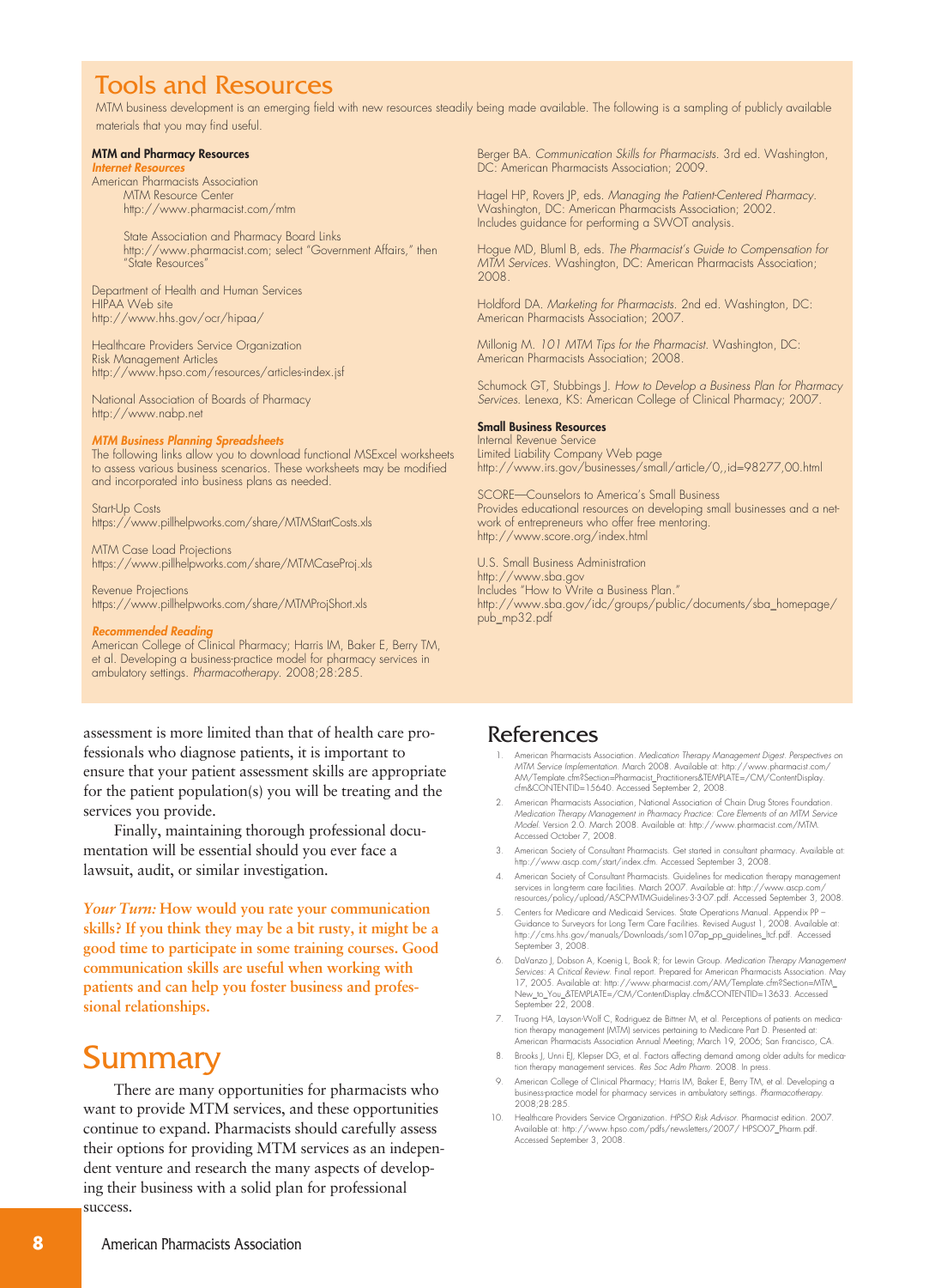## Tools and Resources

MTM business development is an emerging field with new resources steadily being made available. The following is a sampling of publicly available materials that you may find useful.

**MTM and Pharmacy Resources**

***Internet Resources***

American Pharmacists Association
MTM Resource Center
http://www.pharmacist.com/mtm

State Association and Pharmacy Board Links
http://www.pharmacist.com; select "Government Affairs," then "State Resources"

Department of Health and Human Services
HIPAA Web site
http://www.hhs.gov/ocr/hipaa/

Healthcare Providers Service Organization
Risk Management Articles
http://www.hpso.com/resources/articles-index.jsf

National Association of Boards of Pharmacy
http://www.nabp.net

***MTM Business Planning Spreadsheets***

The following links allow you to download functional MSExcel worksheets to assess various business scenarios. These worksheets may be modified and incorporated into business plans as needed.

Start-Up Costs
https://www.pillhelpworks.com/share/MTMStartCosts.xls

MTM Case Load Projections
https://www.pillhelpworks.com/share/MTMCaseProj.xls

Revenue Projections
https://www.pillhelpworks.com/share/MTMProjShort.xls

***Recommended Reading***

American College of Clinical Pharmacy; Harris IM, Baker E, Berry TM, et al. Developing a business-practice model for pharmacy services in ambulatory settings. *Pharmacotherapy.* 2008;28:285.

Berger BA. *Communication Skills for Pharmacists.* 3rd ed. Washington, DC: American Pharmacists Association; 2009.

Hagel HP, Rovers JP, eds. *Managing the Patient-Centered Pharmacy.* Washington, DC: American Pharmacists Association; 2002. Includes guidance for performing a SWOT analysis.

Hogue MD, Bluml B, eds. *The Pharmacist's Guide to Compensation for MTM Services.* Washington, DC: American Pharmacists Association; 2008.

Holdford DA. *Marketing for Pharmacists.* 2nd ed. Washington, DC: American Pharmacists Association; 2007.

Millonig M. *101 MTM Tips for the Pharmacist.* Washington, DC: American Pharmacists Association; 2008.

Schumock GT, Stubbings J. *How to Develop a Business Plan for Pharmacy Services.* Lenexa, KS: American College of Clinical Pharmacy; 2007.

**Small Business Resources**

Internal Revenue Service
Limited Liability Company Web page
http://www.irs.gov/businesses/small/article/0,,id=98277,00.html

SCORE—Counselors to America's Small Business
Provides educational resources on developing small businesses and a network of entrepreneurs who offer free mentoring.
http://www.score.org/index.html

U.S. Small Business Administration
http://www.sba.gov
Includes "How to Write a Business Plan."
http://www.sba.gov/idc/groups/public/documents/sba_homepage/pub_mp32.pdf

assessment is more limited than that of health care professionals who diagnose patients, it is important to ensure that your patient assessment skills are appropriate for the patient population(s) you will be treating and the services you provide.

Finally, maintaining thorough professional documentation will be essential should you ever face a lawsuit, audit, or similar investigation.

***Your Turn:*** **How would you rate your communication skills? If you think they may be a bit rusty, it might be a good time to participate in some training courses. Good communication skills are useful when working with patients and can help you foster business and professional relationships.**

# Summary

There are many opportunities for pharmacists who want to provide MTM services, and these opportunities continue to expand. Pharmacists should carefully assess their options for providing MTM services as an independent venture and research the many aspects of developing their business with a solid plan for professional success.

# References

1. American Pharmacists Association. *Medication Therapy Management Digest. Perspectives on MTM Service Implementation.* March 2008. Available at: http://www.pharmacist.com/AM/Template.cfm?Section=Pharmacist_Practitioners&TEMPLATE=/CM/ContentDisplay.cfm&CONTENTID=15640. Accessed September 2, 2008.
2. American Pharmacists Association, National Association of Chain Drug Stores Foundation. *Medication Therapy Management in Pharmacy Practice: Core Elements of an MTM Service Model.* Version 2.0. March 2008. Available at: http://www.pharmacist.com/MTM. Accessed October 7, 2008.
3. American Society of Consultant Pharmacists. Get started in consultant pharmacy. Available at: http://www.ascp.com/start/index.cfm. Accessed September 3, 2008.
4. American Society of Consultant Pharmacists. Guidelines for medication therapy management services in long-term care facilities. March 2007. Available at: http://www.ascp.com/resources/policy/upload/ASCP-MTMGuidelines-3-3-07.pdf. Accessed September 3, 2008.
5. Centers for Medicare and Medicaid Services. State Operations Manual. Appendix PP – Guidance to Surveyors for Long Term Care Facilities. Revised August 1, 2008. Available at: http://cms.hhs.gov/manuals/Downloads/som107ap_pp_guidelines_ltcf.pdf. Accessed September 3, 2008.
6. DaVanzo J, Dobson A, Koenig L, Book R; for Lewin Group. *Medication Therapy Management Services: A Critical Review.* Final report. Prepared for American Pharmacists Association. May 17, 2005. Available at: http://www.pharmacist.com/AM/Template.cfm?Section=MTM_New_to_You_&TEMPLATE=/CM/ContentDisplay.cfm&CONTENTID=13633. Accessed September 22, 2008.
7. Truong HA, Layson-Wolf C, Rodriguez de Bittner M, et al. Perceptions of patients on medication therapy management (MTM) services pertaining to Medicare Part D. Presented at: American Pharmacists Association Annual Meeting; March 19, 2006; San Francisco, CA.
8. Brooks J, Unni EJ, Klepser DG, et al. Factors affecting demand among older adults for medication therapy management services. *Res Soc Adm Pharm.* 2008. In press.
9. American College of Clinical Pharmacy; Harris IM, Baker E, Berry TM, et al. Developing a business-practice model for pharmacy services in ambulatory settings. *Pharmacotherapy.* 2008;28:285.
10. Healthcare Providers Service Organization. *HPSO Risk Advisor.* Pharmacist edition. 2007. Available at: http://www.hpso.com/pdfs/newsletters/2007/ HPSO07_Pharm.pdf. Accessed September 3, 2008.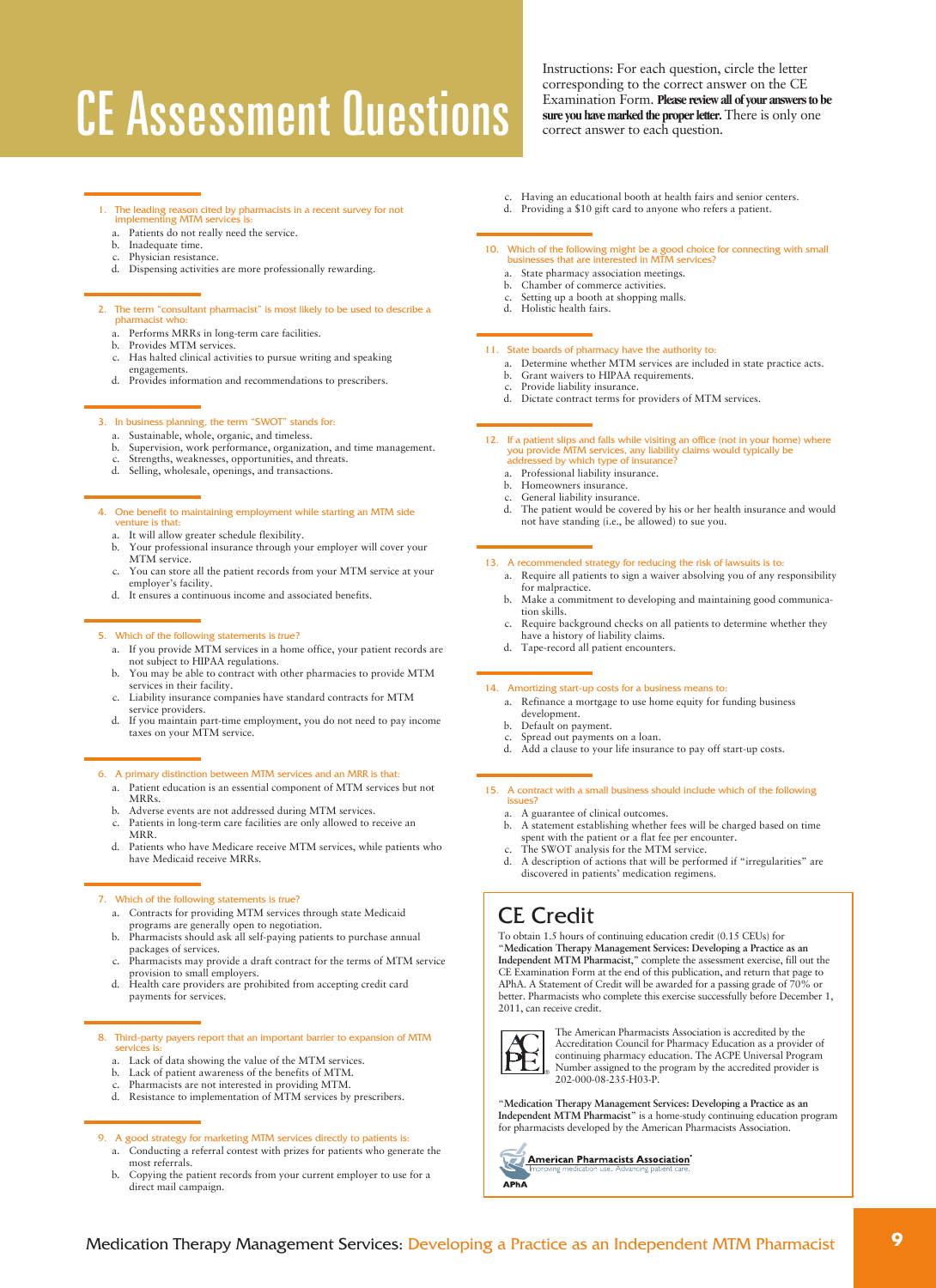# CE Assessment Questions

Instructions: For each question, circle the letter corresponding to the correct answer on the CE Examination Form. **Please review all of your answers to be sure you have marked the proper letter.** There is only one correct answer to each question.

1. The leading reason cited by pharmacists in a recent survey for not implementing MTM services is:
   a. Patients do not really need the service.
   b. Inadequate time.
   c. Physician resistance.
   d. Dispensing activities are more professionally rewarding.

2. The term "consultant pharmacist" is most likely to be used to describe a pharmacist who:
   a. Performs MRRs in long-term care facilities.
   b. Provides MTM services.
   c. Has halted clinical activities to pursue writing and speaking engagements.
   d. Provides information and recommendations to prescribers.

3. In business planning, the term "SWOT" stands for:
   a. Sustainable, whole, organic, and timeless.
   b. Supervision, work performance, organization, and time management.
   c. Strengths, weaknesses, opportunities, and threats.
   d. Selling, wholesale, openings, and transactions.

4. One benefit to maintaining employment while starting an MTM side venture is that:
   a. It will allow greater schedule flexibility.
   b. Your professional insurance through your employer will cover your MTM service.
   c. You can store all the patient records from your MTM service at your employer's facility.
   d. It ensures a continuous income and associated benefits.

5. Which of the following statements is *true*?
   a. If you provide MTM services in a home office, your patient records are not subject to HIPAA regulations.
   b. You may be able to contract with other pharmacies to provide MTM services in their facility.
   c. Liability insurance companies have standard contracts for MTM service providers.
   d. If you maintain part-time employment, you do not need to pay income taxes on your MTM service.

6. A primary distinction between MTM services and an MRR is that:
   a. Patient education is an essential component of MTM services but not MRRs.
   b. Adverse events are not addressed during MTM services.
   c. Patients in long-term care facilities are only allowed to receive an MRR.
   d. Patients who have Medicare receive MTM services, while patients who have Medicaid receive MRRs.

7. Which of the following statements is *true*?
   a. Contracts for providing MTM services through state Medicaid programs are generally open to negotiation.
   b. Pharmacists should ask all self-paying patients to purchase annual packages of services.
   c. Pharmacists may provide a draft contract for the terms of MTM service provision to small employers.
   d. Health care providers are prohibited from accepting credit card payments for services.

8. Third-party payers report that an important barrier to expansion of MTM services is:
   a. Lack of data showing the value of the MTM services.
   b. Lack of patient awareness of the benefits of MTM.
   c. Pharmacists are not interested in providing MTM.
   d. Resistance to implementation of MTM services by prescribers.

9. A good strategy for marketing MTM services directly to patients is:
   a. Conducting a referral contest with prizes for patients who generate the most referrals.
   b. Copying the patient records from your current employer to use for a direct mail campaign.
   c. Having an educational booth at health fairs and senior centers.
   d. Providing a $10 gift card to anyone who refers a patient.

10. Which of the following might be a good choice for connecting with small businesses that are interested in MTM services?
    a. State pharmacy association meetings.
    b. Chamber of commerce activities.
    c. Setting up a booth at shopping malls.
    d. Holistic health fairs.

11. State boards of pharmacy have the authority to:
    a. Determine whether MTM services are included in state practice acts.
    b. Grant waivers to HIPAA requirements.
    c. Provide liability insurance.
    d. Dictate contract terms for providers of MTM services.

12. If a patient slips and falls while visiting an office (not in your home) where you provide MTM services, any liability claims would typically be addressed by which type of insurance?
    a. Professional liability insurance.
    b. Homeowners insurance.
    c. General liability insurance.
    d. The patient would be covered by his or her health insurance and would not have standing (i.e., be allowed) to sue you.

13. A recommended strategy for reducing the risk of lawsuits is to:
    a. Require all patients to sign a waiver absolving you of any responsibility for malpractice.
    b. Make a commitment to developing and maintaining good communication skills.
    c. Require background checks on all patients to determine whether they have a history of liability claims.
    d. Tape-record all patient encounters.

14. Amortizing start-up costs for a business means to:
    a. Refinance a mortgage to use home equity for funding business development.
    b. Default on payment.
    c. Spread out payments on a loan.
    d. Add a clause to your life insurance to pay off start-up costs.

15. A contract with a small business should include which of the following issues?
    a. A guarantee of clinical outcomes.
    b. A statement establishing whether fees will be charged based on time spent with the patient or a flat fee per encounter.
    c. The SWOT analysis for the MTM service.
    d. A description of actions that will be performed if "irregularities" are discovered in patients' medication regimens.

## CE Credit

To obtain 1.5 hours of continuing education credit (0.15 CEUs) for "**Medication Therapy Management Services: Developing a Practice as an Independent MTM Pharmacist**," complete the assessment exercise, fill out the CE Examination Form at the end of this publication, and return that page to APhA. A Statement of Credit will be awarded for a passing grade of 70% or better. Pharmacists who complete this exercise successfully before December 1, 2011, can receive credit.

The American Pharmacists Association is accredited by the Accreditation Council for Pharmacy Education as a provider of continuing pharmacy education. The ACPE Universal Program Number assigned to the program by the accredited provider is 202-000-08-235-H03-P.

"**Medication Therapy Management Services: Developing a Practice as an Independent MTM Pharmacist**" is a home-study continuing education program for pharmacists developed by the American Pharmacists Association.

American Pharmacists Association
Improving medication use. Advancing patient care.
APhA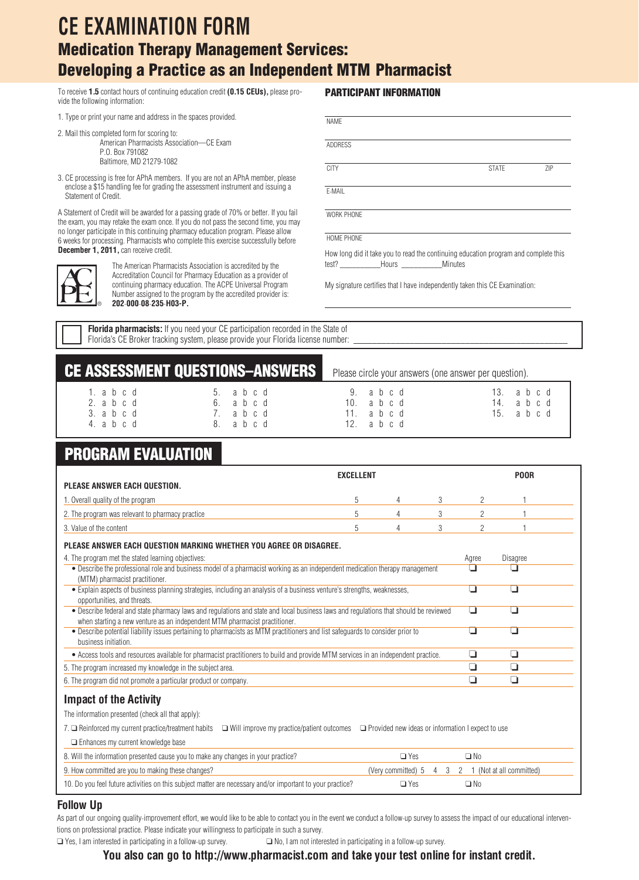# CE EXAMINATION FORM

## Medication Therapy Management Services: Developing a Practice as an Independent MTM Pharmacist

To receive **1.5** contact hours of continuing education credit **(0.15 CEUs),** please provide the following information:

1. Type or print your name and address in the spaces provided.
2. Mail this completed form for scoring to:
   American Pharmacists Association—CE Exam
   P.O. Box 791082
   Baltimore, MD 21279-1082
3. CE processing is free for APhA members. If you are not an APhA member, please enclose a $15 handling fee for grading the assessment instrument and issuing a Statement of Credit.

A Statement of Credit will be awarded for a passing grade of 70% or better. If you fail the exam, you may retake the exam once. If you do not pass the second time, you may no longer participate in this continuing pharmacy education program. Please allow 6 weeks for processing. Pharmacists who complete this exercise successfully before **December 1, 2011,** can receive credit.

The American Pharmacists Association is accredited by the Accreditation Council for Pharmacy Education as a provider of continuing pharmacy education. The ACPE Universal Program Number assigned to the program by the accredited provider is: **202-000-08-235-H03-P.**

### PARTICIPANT INFORMATION

NAME ______________________

ADDRESS ______________________

CITY ______________ STATE ______ ZIP ______

E-MAIL ______________________

WORK PHONE ______________________

HOME PHONE ______________________

How long did it take you to read the continuing education program and complete this test? __________Hours __________Minutes

My signature certifies that I have independently taken this CE Examination:

______________________

☐ **Florida pharmacists:** If you need your CE participation recorded in the State of Florida's CE Broker tracking system, please provide your Florida license number: ______________________

## CE ASSESSMENT QUESTIONS–ANSWERS

Please circle your answers (one answer per question).

| | | | |
|---|---|---|---|
| 1. a b c d | 5. a b c d | 9. a b c d | 13. a b c d |
| 2. a b c d | 6. a b c d | 10. a b c d | 14. a b c d |
| 3. a b c d | 7. a b c d | 11. a b c d | 15. a b c d |
| 4. a b c d | 8. a b c d | 12. a b c d | |

## PROGRAM EVALUATION

| PLEASE ANSWER EACH QUESTION. | EXCELLENT | | | | POOR |
|---|---|---|---|---|---|
| 1. Overall quality of the program | 5 | 4 | 3 | 2 | 1 |
| 2. The program was relevant to pharmacy practice | 5 | 4 | 3 | 2 | 1 |
| 3. Value of the content | 5 | 4 | 3 | 2 | 1 |

**PLEASE ANSWER EACH QUESTION MARKING WHETHER YOU AGREE OR DISAGREE.**

| 4. The program met the stated learning objectives: | Agree | Disagree |
|---|---|---|
| • Describe the professional role and business model of a pharmacist working as an independent medication therapy management (MTM) pharmacist practitioner. | ☐ | ☐ |
| • Explain aspects of business planning strategies, including an analysis of a business venture's strengths, weaknesses, opportunities, and threats. | ☐ | ☐ |
| • Describe federal and state pharmacy laws and regulations and state and local business laws and regulations that should be reviewed when starting a new venture as an independent MTM pharmacist practitioner. | ☐ | ☐ |
| • Describe potential liability issues pertaining to pharmacists as MTM practitioners and list safeguards to consider prior to business initiation. | ☐ | ☐ |
| • Access tools and resources available for pharmacist practitioners to build and provide MTM services in an independent practice. | ☐ | ☐ |
| 5. The program increased my knowledge in the subject area. | ☐ | ☐ |
| 6. The program did not promote a particular product or company. | ☐ | ☐ |

### Impact of the Activity

The information presented (check all that apply):

7. ☐ Reinforced my current practice/treatment habits ☐ Will improve my practice/patient outcomes ☐ Provided new ideas or information I expect to use ☐ Enhances my current knowledge base

8. Will the information presented cause you to make any changes in your practice? ☐ Yes ☐ No

9. How committed are you to making these changes? (Very committed) 5 4 3 2 1 (Not at all committed)

10. Do you feel future activities on this subject matter are necessary and/or important to your practice? ☐ Yes ☐ No

### Follow Up

As part of our ongoing quality-improvement effort, we would like to be able to contact you in the event we conduct a follow-up survey to assess the impact of our educational interventions on professional practice. Please indicate your willingness to participate in such a survey.

☐ Yes, I am interested in participating in a follow-up survey. ☐ No, I am not interested in participating in a follow-up survey.

**You also can go to http://www.pharmacist.com and take your test online for instant credit.**